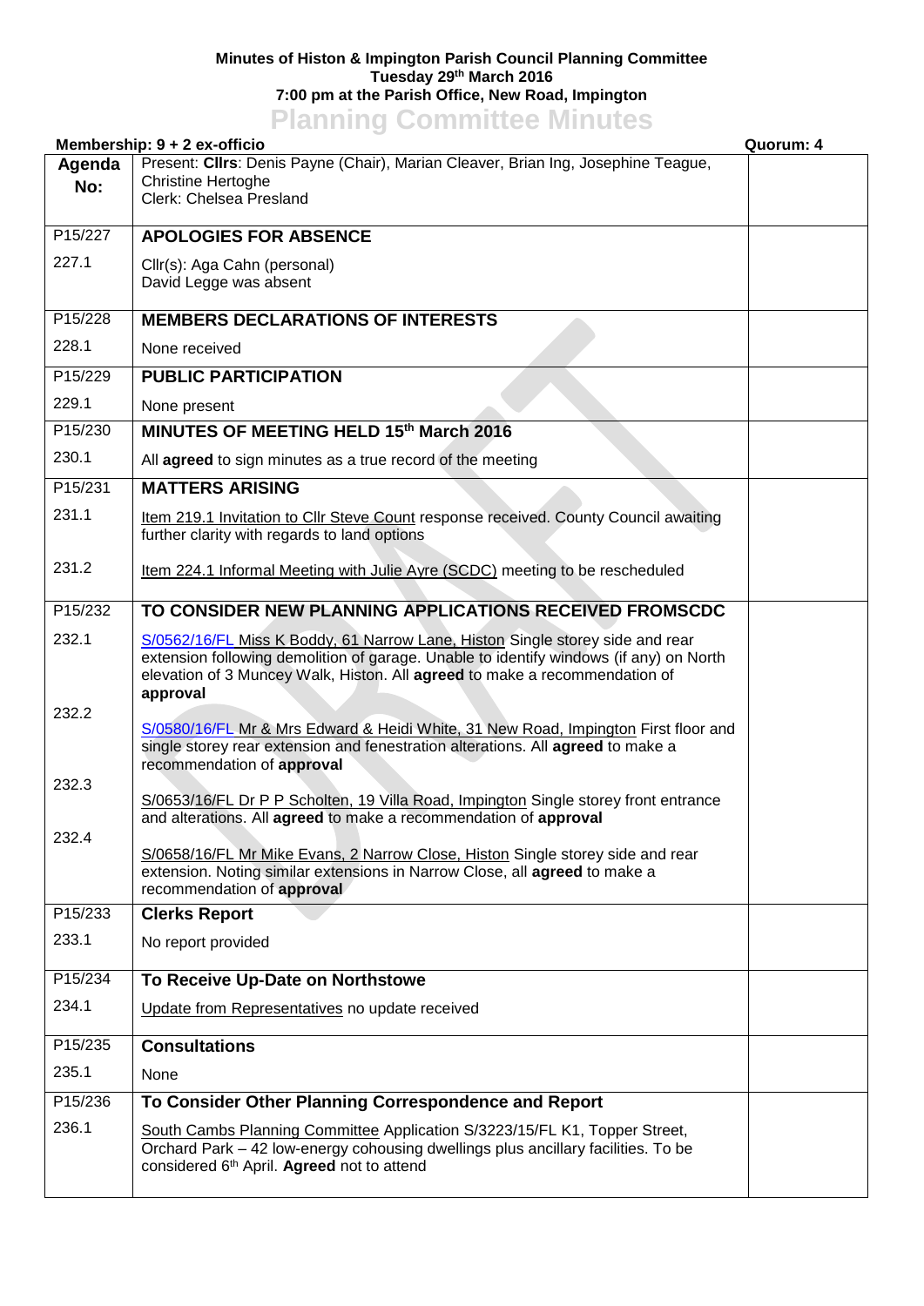**Minutes of Histon & Impington Parish Council Planning Committee**
**Tuesday 29th March 2016**
**7:00 pm at the Parish Office, New Road, Impington**

# Planning Committee Minutes

**Membership: 9 + 2 ex-officio** **Quorum: 4**

| Agenda No: | Present: **Cllrs**: Denis Payne (Chair), Marian Cleaver, Brian Ing, Josephine Teague, Christine Hertoghe<br>Clerk: Chelsea Presland | |
|---|---|---|
| P15/227 | **APOLOGIES FOR ABSENCE** | |
| 227.1 | Cllr(s): Aga Cahn (personal)<br>David Legge was absent | |
| P15/228 | **MEMBERS DECLARATIONS OF INTERESTS** | |
| 228.1 | None received | |
| P15/229 | **PUBLIC PARTICIPATION** | |
| 229.1 | None present | |
| P15/230 | **MINUTES OF MEETING HELD 15th March 2016** | |
| 230.1 | All **agreed** to sign minutes as a true record of the meeting | |
| P15/231 | **MATTERS ARISING** | |
| 231.1 | Item 219.1 Invitation to Cllr Steve Count response received. County Council awaiting further clarity with regards to land options | |
| 231.2 | Item 224.1 Informal Meeting with Julie Ayre (SCDC) meeting to be rescheduled | |
| P15/232 | **TO CONSIDER NEW PLANNING APPLICATIONS RECEIVED FROMSCDC** | |
| 232.1 | S/0562/16/FL Miss K Boddy, 61 Narrow Lane, Histon Single storey side and rear extension following demolition of garage. Unable to identify windows (if any) on North elevation of 3 Muncey Walk, Histon. All **agreed** to make a recommendation of **approval** | |
| 232.2 | S/0580/16/FL Mr & Mrs Edward & Heidi White, 31 New Road, Impington First floor and single storey rear extension and fenestration alterations. All **agreed** to make a recommendation of **approval** | |
| 232.3 | S/0653/16/FL Dr P P Scholten, 19 Villa Road, Impington Single storey front entrance and alterations. All **agreed** to make a recommendation of **approval** | |
| 232.4 | S/0658/16/FL Mr Mike Evans, 2 Narrow Close, Histon Single storey side and rear extension. Noting similar extensions in Narrow Close, all **agreed** to make a recommendation of **approval** | |
| P15/233 | **Clerks Report** | |
| 233.1 | No report provided | |
| P15/234 | **To Receive Up-Date on Northstowe** | |
| 234.1 | Update from Representatives no update received | |
| P15/235 | **Consultations** | |
| 235.1 | None | |
| P15/236 | **To Consider Other Planning Correspondence and Report** | |
| 236.1 | South Cambs Planning Committee Application S/3223/15/FL K1, Topper Street, Orchard Park – 42 low-energy cohousing dwellings plus ancillary facilities. To be considered 6th April. **Agreed** not to attend | |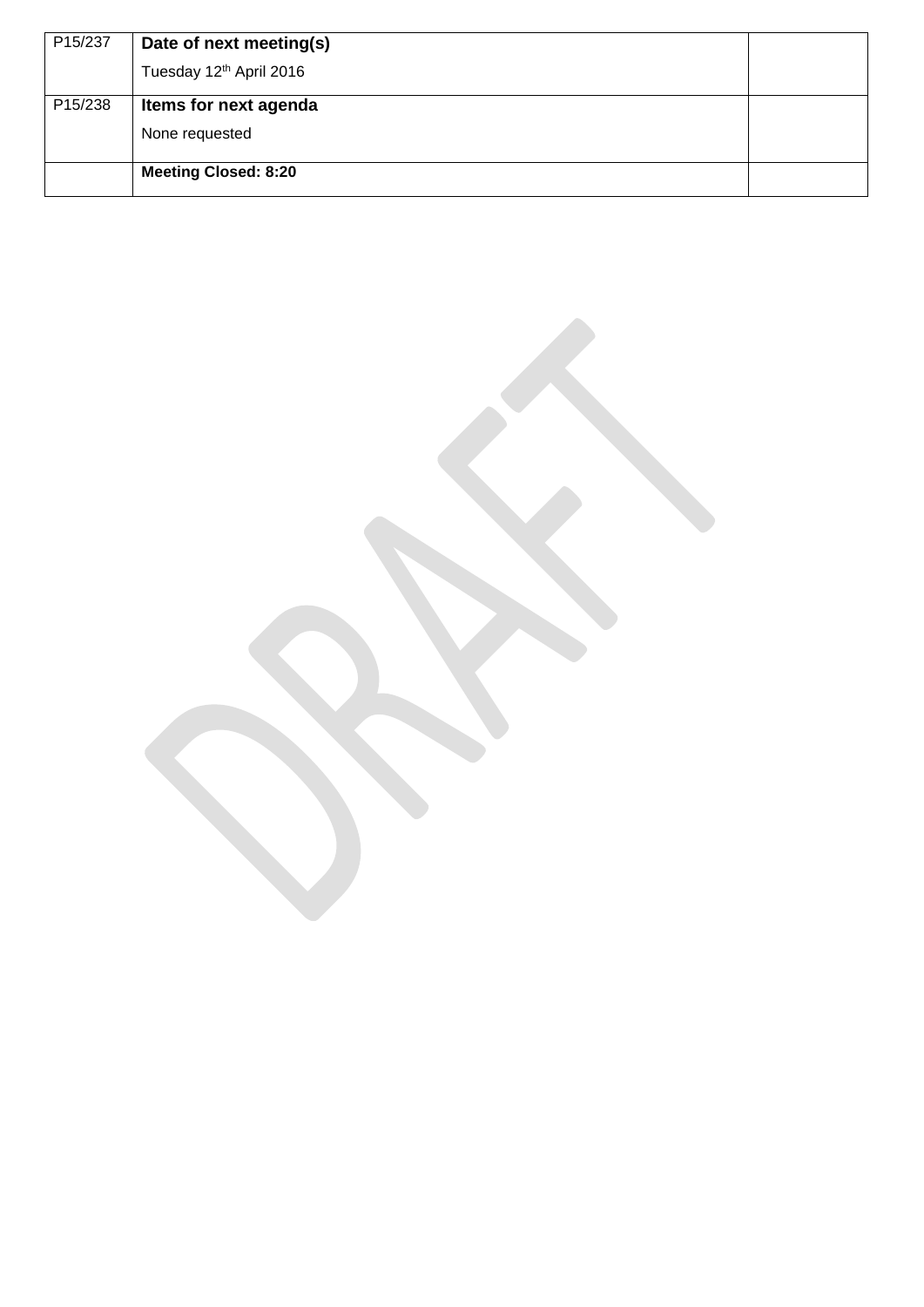| | | |
|---|---|---|
| P15/237 | **Date of next meeting(s)**<br><br>Tuesday 12th April 2016 | |
| P15/238 | **Items for next agenda**<br><br>None requested | |
| | **Meeting Closed: 8:20** | |

DRAFT